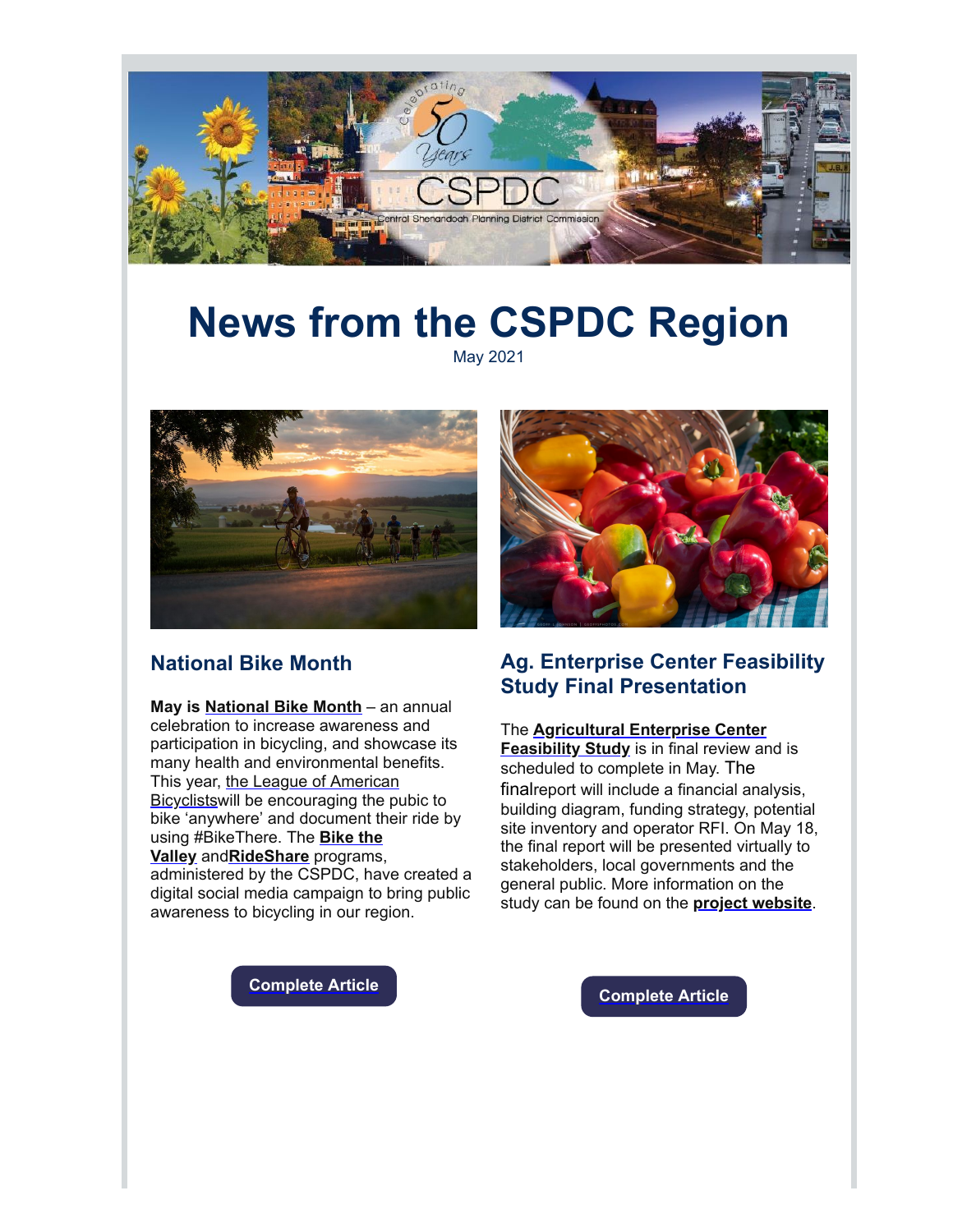# News from the CSPDC Region

May 2021

## National Bike Month

**May is National Bike Month** – an annual celebration to increase awareness and participation in bicycling, and showcase its many health and environmental benefits. This year, the League of American Bicyclistswill be encouraging the pubic to bike 'anywhere' and document their ride by using #BikeThere. The **Bike the Valley** and**RideShare** programs, administered by the CSPDC, have created a digital social media campaign to bring public awareness to bicycling in our region.

**Complete Article**

## Ag. Enterprise Center Feasibility Study Final Presentation

The **Agricultural Enterprise Center Feasibility Study** is in final review and is scheduled to complete in May. The finalreport will include a financial analysis, building diagram, funding strategy, potential site inventory and operator RFI. On May 18, the final report will be presented virtually to stakeholders, local governments and the general public. More information on the study can be found on the **project website**.

**Complete Article**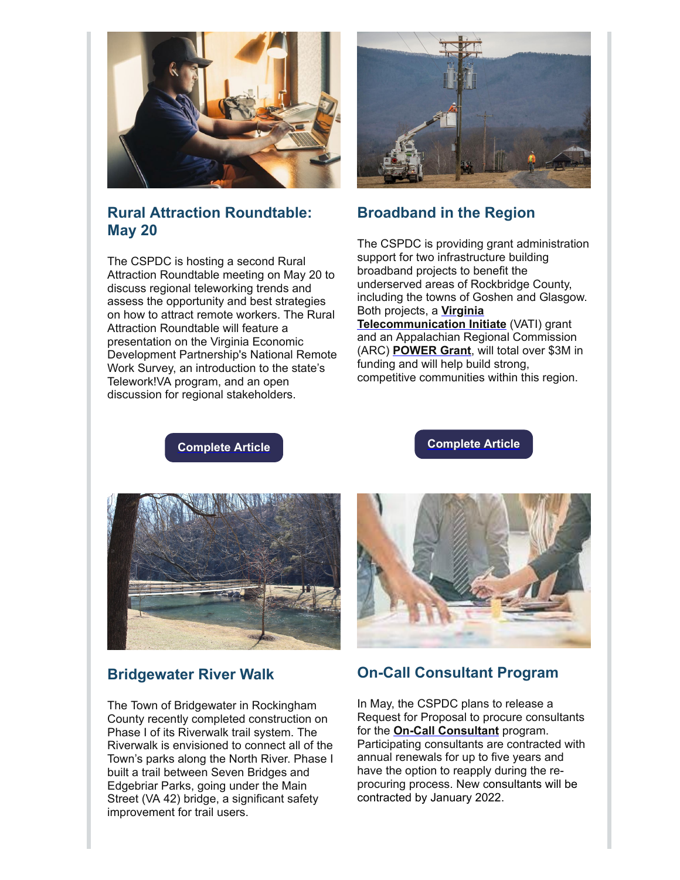## Rural Attraction Roundtable: May 20

The CSPDC is hosting a second Rural Attraction Roundtable meeting on May 20 to discuss regional teleworking trends and assess the opportunity and best strategies on how to attract remote workers. The Rural Attraction Roundtable will feature a presentation on the Virginia Economic Development Partnership's National Remote Work Survey, an introduction to the state's Telework!VA program, and an open discussion for regional stakeholders.

**Complete Article**

## Broadband in the Region

The CSPDC is providing grant administration support for two infrastructure building broadband projects to benefit the underserved areas of Rockbridge County, including the towns of Goshen and Glasgow. Both projects, a **Virginia Telecommunication Initiate** (VATI) grant and an Appalachian Regional Commission (ARC) **POWER Grant**, will total over $3M in funding and will help build strong, competitive communities within this region.

**Complete Article**

## Bridgewater River Walk

The Town of Bridgewater in Rockingham County recently completed construction on Phase I of its Riverwalk trail system. The Riverwalk is envisioned to connect all of the Town's parks along the North River. Phase I built a trail between Seven Bridges and Edgebriar Parks, going under the Main Street (VA 42) bridge, a significant safety improvement for trail users.

## On-Call Consultant Program

In May, the CSPDC plans to release a Request for Proposal to procure consultants for the **On-Call Consultant** program. Participating consultants are contracted with annual renewals for up to five years and have the option to reapply during the re-procuring process. New consultants will be contracted by January 2022.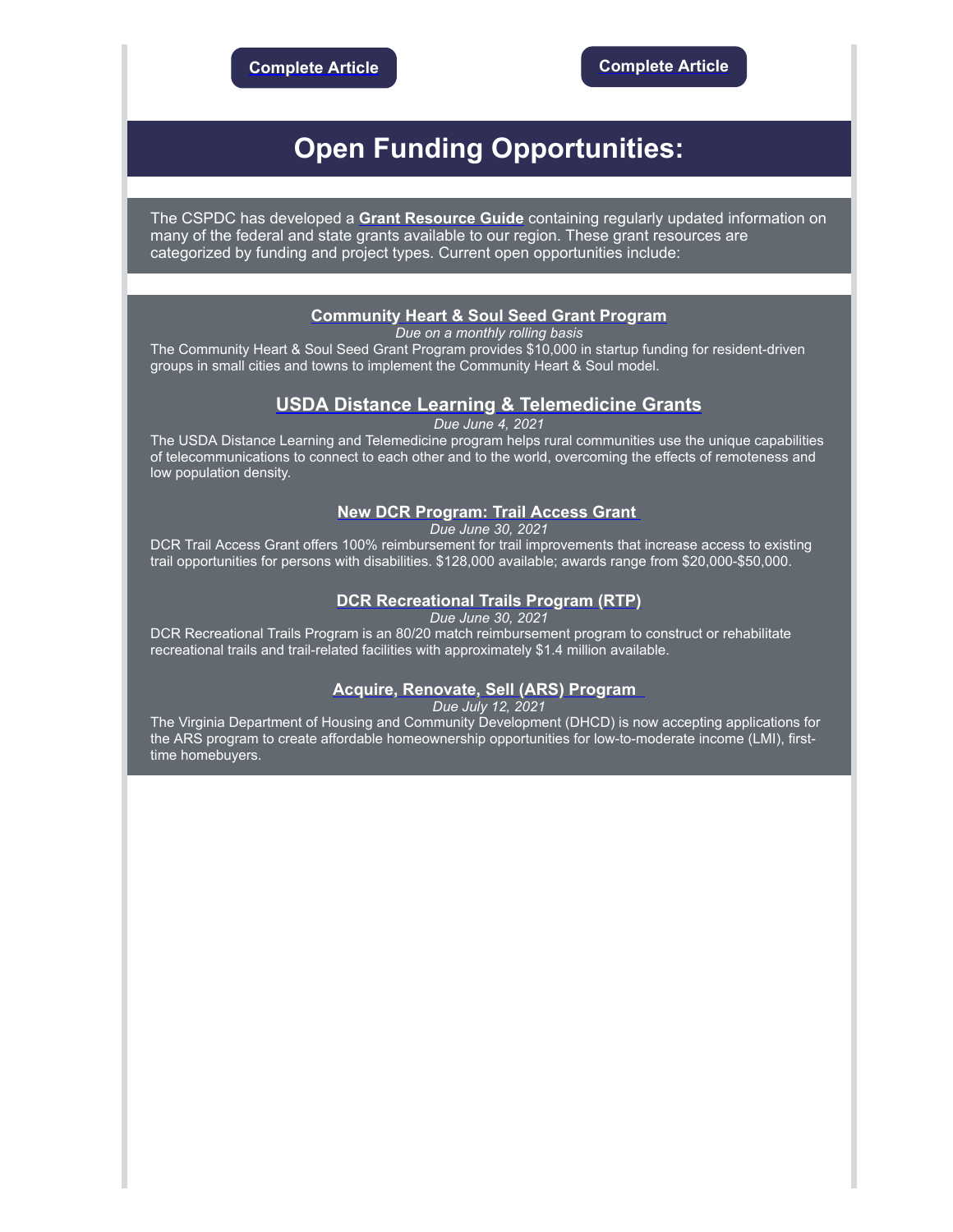**Complete Article**

**Complete Article**

# Open Funding Opportunities:

The CSPDC has developed a **Grant Resource Guide** containing regularly updated information on many of the federal and state grants available to our region. These grant resources are categorized by funding and project types. Current open opportunities include:

### Community Heart & Soul Seed Grant Program

*Due on a monthly rolling basis*

The Community Heart & Soul Seed Grant Program provides $10,000 in startup funding for resident-driven groups in small cities and towns to implement the Community Heart & Soul model.

### USDA Distance Learning & Telemedicine Grants

*Due June 4, 2021*

The USDA Distance Learning and Telemedicine program helps rural communities use the unique capabilities of telecommunications to connect to each other and to the world, overcoming the effects of remoteness and low population density.

### New DCR Program: Trail Access Grant

*Due June 30, 2021*

DCR Trail Access Grant offers 100% reimbursement for trail improvements that increase access to existing trail opportunities for persons with disabilities. $128,000 available; awards range from $20,000-$50,000.

### DCR Recreational Trails Program (RTP)

*Due June 30, 2021*

DCR Recreational Trails Program is an 80/20 match reimbursement program to construct or rehabilitate recreational trails and trail-related facilities with approximately $1.4 million available.

### Acquire, Renovate, Sell (ARS) Program

*Due July 12, 2021*

The Virginia Department of Housing and Community Development (DHCD) is now accepting applications for the ARS program to create affordable homeownership opportunities for low-to-moderate income (LMI), first-time homebuyers.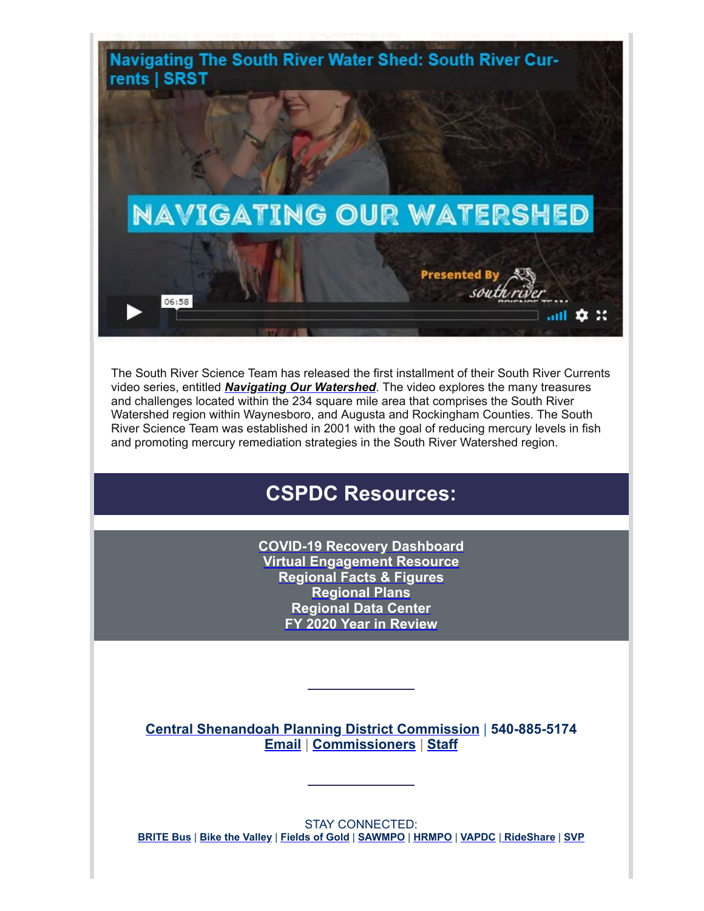Navigating The South River Water Shed: South River Currents | SRST

NAVIGATING OUR WATERSHED

Presented By south river Science Team

06:58

The South River Science Team has released the first installment of their South River Currents video series, entitled ***Navigating Our Watershed***. The video explores the many treasures and challenges located within the 234 square mile area that comprises the South River Watershed region within Waynesboro, and Augusta and Rockingham Counties. The South River Science Team was established in 2001 with the goal of reducing mercury levels in fish and promoting mercury remediation strategies in the South River Watershed region.

## CSPDC Resources:

**COVID-19 Recovery Dashboard**
**Virtual Engagement Resource**
**Regional Facts & Figures**
**Regional Plans**
**Regional Data Center**
**FY 2020 Year in Review**

---

**Central Shenandoah Planning District Commission** | **540-885-5174**
**Email** | **Commissioners** | **Staff**

---

STAY CONNECTED:
**BRITE Bus** | **Bike the Valley** | **Fields of Gold** | **SAWMPO** | **HRMPO** | **VAPDC** | **RideShare** | **SVP**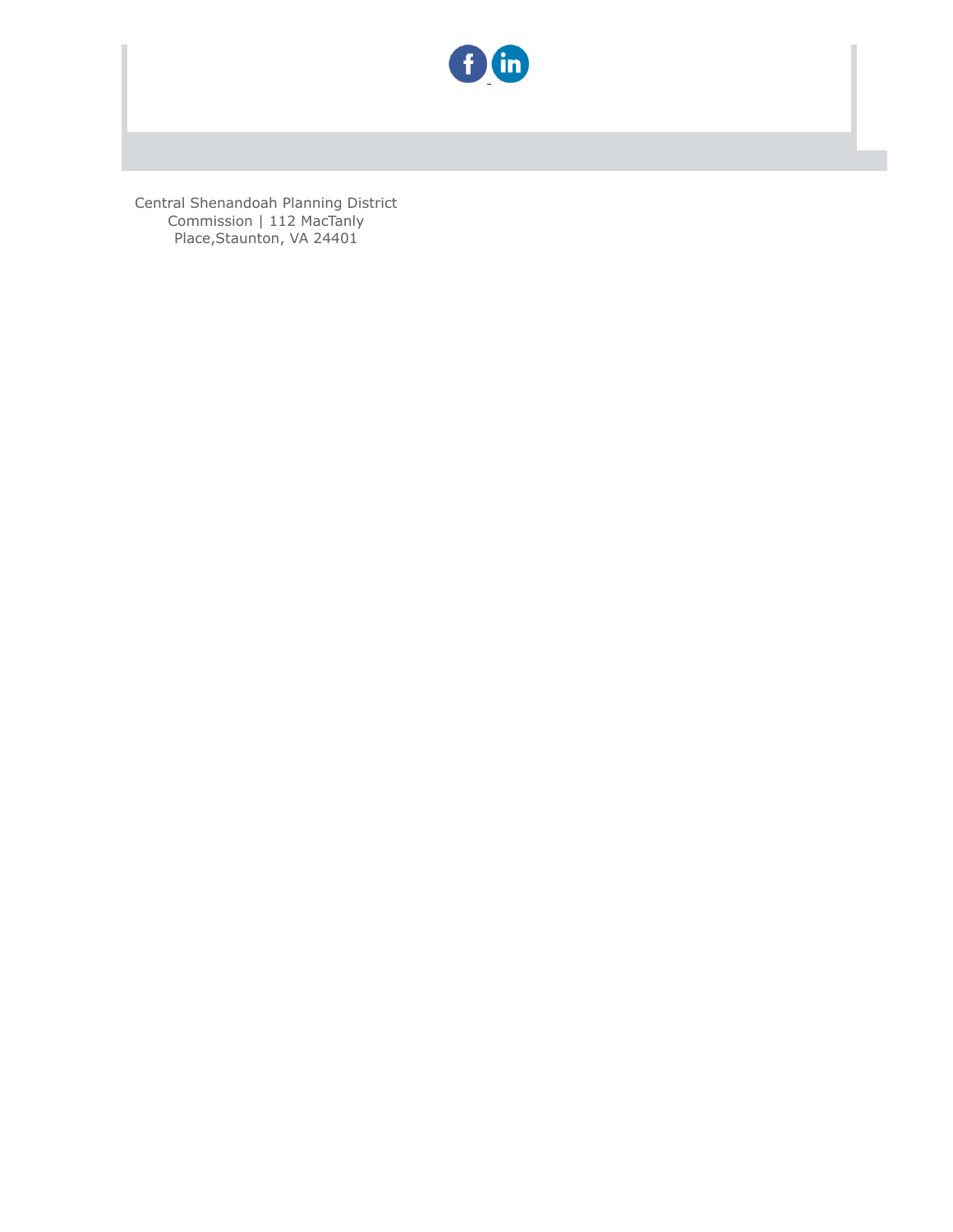Central Shenandoah Planning District Commission | 112 MacTanly Place,Staunton, VA 24401